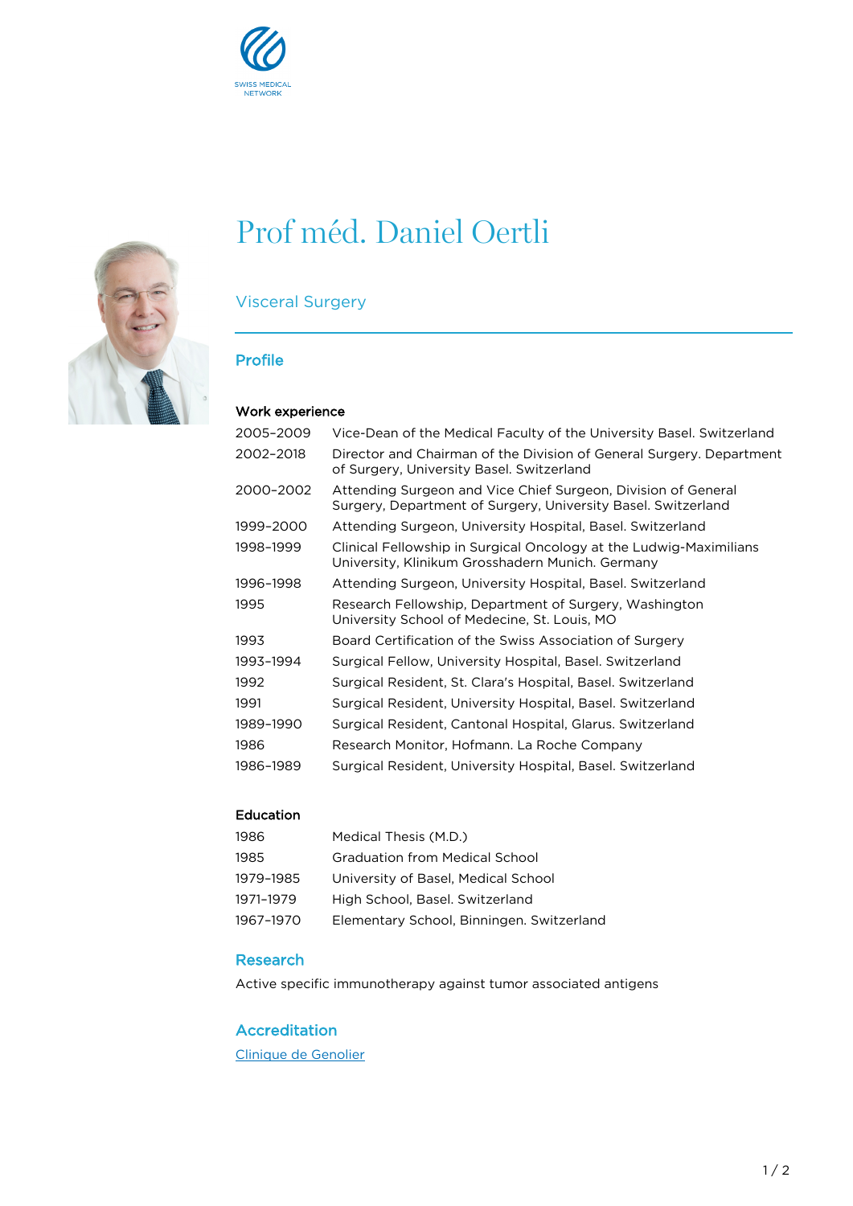SWISS MEDICAL NETWORK

# Prof méd. Daniel Oertli

Visceral Surgery

## Profile

### Work experience

| | |
|---|---|
| 2005–2009 | Vice-Dean of the Medical Faculty of the University Basel. Switzerland |
| 2002–2018 | Director and Chairman of the Division of General Surgery. Department of Surgery, University Basel. Switzerland |
| 2000–2002 | Attending Surgeon and Vice Chief Surgeon, Division of General Surgery, Department of Surgery, University Basel. Switzerland |
| 1999–2000 | Attending Surgeon, University Hospital, Basel. Switzerland |
| 1998–1999 | Clinical Fellowship in Surgical Oncology at the Ludwig-Maximilians University, Klinikum Grosshadern Munich. Germany |
| 1996–1998 | Attending Surgeon, University Hospital, Basel. Switzerland |
| 1995 | Research Fellowship, Department of Surgery, Washington University School of Medecine, St. Louis, MO |
| 1993 | Board Certification of the Swiss Association of Surgery |
| 1993–1994 | Surgical Fellow, University Hospital, Basel. Switzerland |
| 1992 | Surgical Resident, St. Clara's Hospital, Basel. Switzerland |
| 1991 | Surgical Resident, University Hospital, Basel. Switzerland |
| 1989–1990 | Surgical Resident, Cantonal Hospital, Glarus. Switzerland |
| 1986 | Research Monitor, Hofmann. La Roche Company |
| 1986–1989 | Surgical Resident, University Hospital, Basel. Switzerland |

### Education

| | |
|---|---|
| 1986 | Medical Thesis (M.D.) |
| 1985 | Graduation from Medical School |
| 1979–1985 | University of Basel, Medical School |
| 1971–1979 | High School, Basel. Switzerland |
| 1967–1970 | Elementary School, Binningen. Switzerland |

## Research

Active specific immunotherapy against tumor associated antigens

## Accreditation

Clinique de Genolier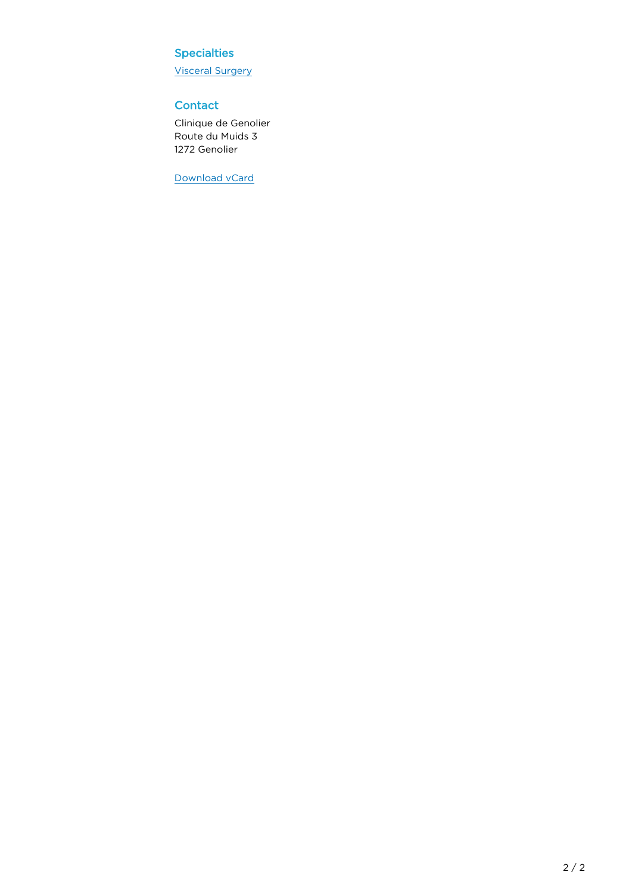## Specialties

Visceral Surgery

## Contact

Clinique de Genolier
Route du Muids 3
1272 Genolier

Download vCard